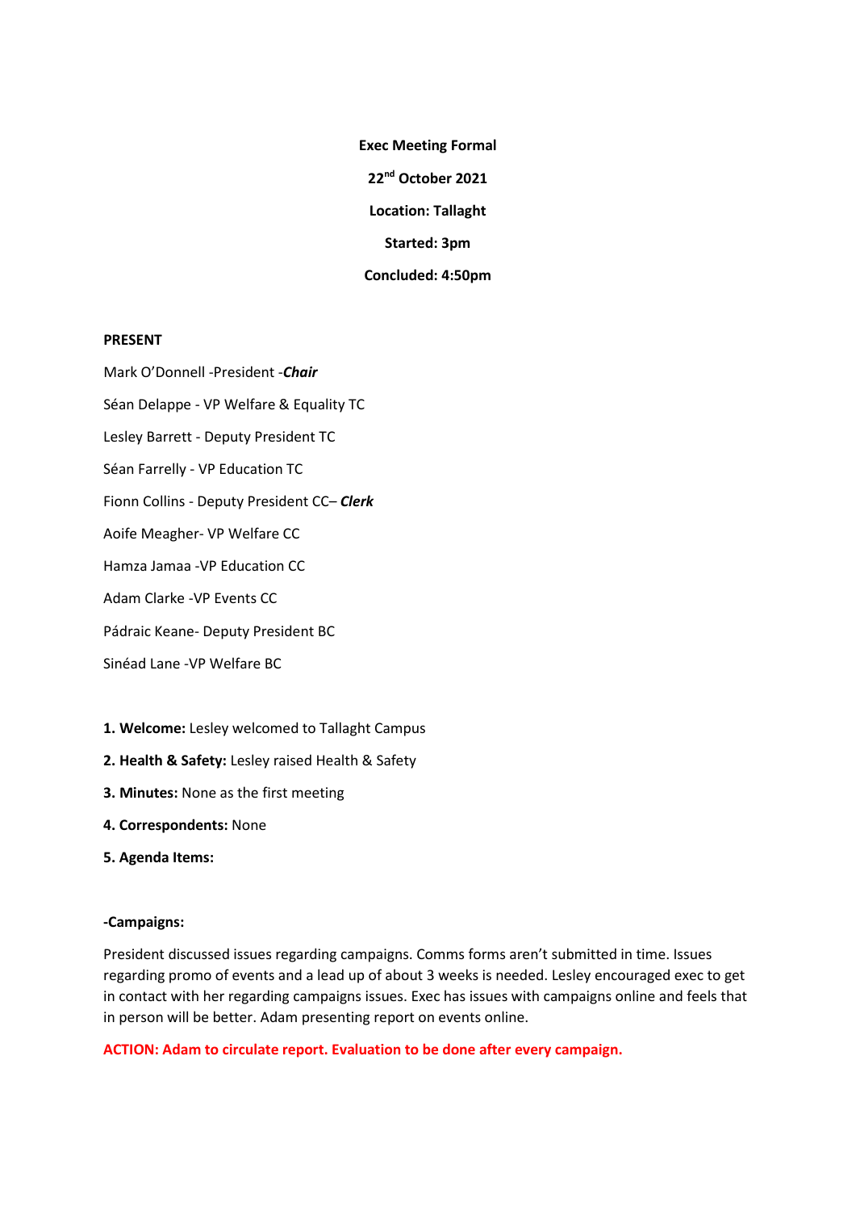**Exec Meeting Formal**

**22nd October 2021**

**Location: Tallaght**

**Started: 3pm**

**Concluded: 4:50pm**

**PRESENT**

Mark O'Donnell -President -***Chair***

Séan Delappe - VP Welfare & Equality TC

Lesley Barrett - Deputy President TC

Séan Farrelly - VP Education TC

Fionn Collins - Deputy President CC– ***Clerk***

Aoife Meagher- VP Welfare CC

Hamza Jamaa -VP Education CC

Adam Clarke -VP Events CC

Pádraic Keane- Deputy President BC

Sinéad Lane -VP Welfare BC

**1. Welcome:** Lesley welcomed to Tallaght Campus

**2. Health & Safety:** Lesley raised Health & Safety

**3. Minutes:** None as the first meeting

**4. Correspondents:** None

**5. Agenda Items:**

**-Campaigns:**

President discussed issues regarding campaigns. Comms forms aren't submitted in time. Issues regarding promo of events and a lead up of about 3 weeks is needed. Lesley encouraged exec to get in contact with her regarding campaigns issues. Exec has issues with campaigns online and feels that in person will be better. Adam presenting report on events online.

**ACTION: Adam to circulate report. Evaluation to be done after every campaign.**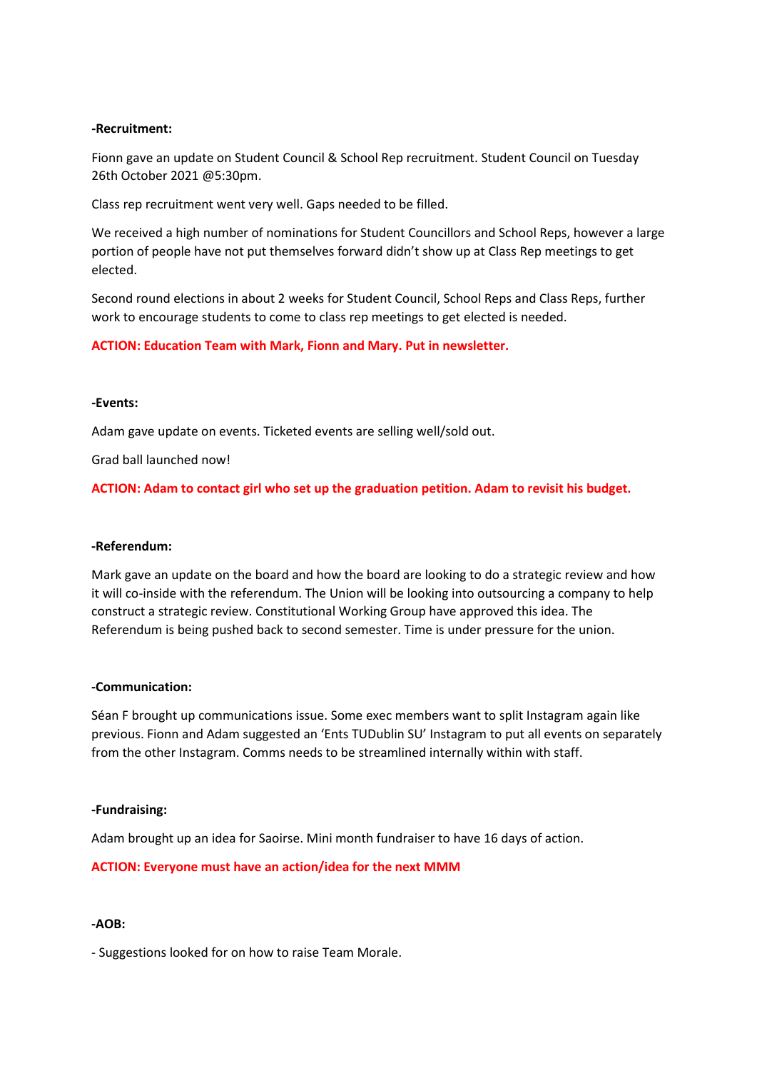**-Recruitment:**

Fionn gave an update on Student Council & School Rep recruitment. Student Council on Tuesday 26th October 2021 @5:30pm.

Class rep recruitment went very well. Gaps needed to be filled.

We received a high number of nominations for Student Councillors and School Reps, however a large portion of people have not put themselves forward didn't show up at Class Rep meetings to get elected.

Second round elections in about 2 weeks for Student Council, School Reps and Class Reps, further work to encourage students to come to class rep meetings to get elected is needed.

**ACTION: Education Team with Mark, Fionn and Mary. Put in newsletter.**

**-Events:**

Adam gave update on events. Ticketed events are selling well/sold out.

Grad ball launched now!

**ACTION: Adam to contact girl who set up the graduation petition. Adam to revisit his budget.**

**-Referendum:**

Mark gave an update on the board and how the board are looking to do a strategic review and how it will co-inside with the referendum. The Union will be looking into outsourcing a company to help construct a strategic review. Constitutional Working Group have approved this idea. The Referendum is being pushed back to second semester. Time is under pressure for the union.

**-Communication:**

Séan F brought up communications issue. Some exec members want to split Instagram again like previous. Fionn and Adam suggested an 'Ents TUDublin SU' Instagram to put all events on separately from the other Instagram. Comms needs to be streamlined internally within with staff.

**-Fundraising:**

Adam brought up an idea for Saoirse. Mini month fundraiser to have 16 days of action.

**ACTION: Everyone must have an action/idea for the next MMM**

**-AOB:**

- Suggestions looked for on how to raise Team Morale.